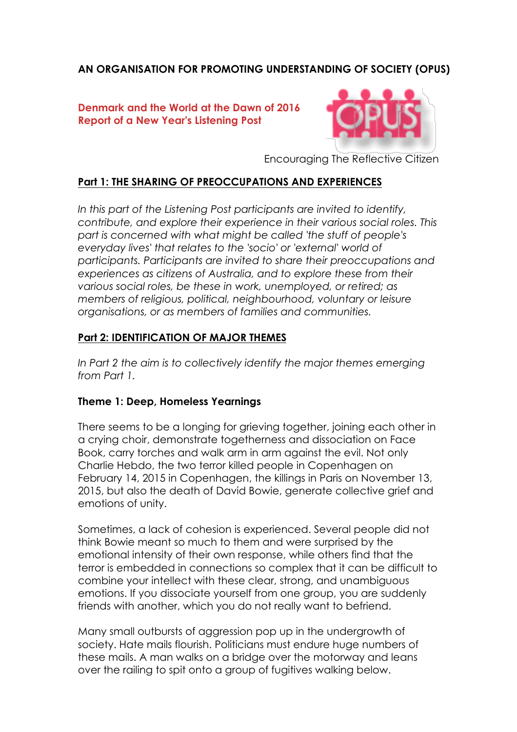**AN ORGANISATION FOR PROMOTING UNDERSTANDING OF SOCIETY (OPUS)**

**Denmark and the World at the Dawn of 2016**
**Report of a New Year's Listening Post**

Encouraging The Reflective Citizen

## Part 1: THE SHARING OF PREOCCUPATIONS AND EXPERIENCES

*In this part of the Listening Post participants are invited to identify, contribute, and explore their experience in their various social roles. This part is concerned with what might be called 'the stuff of people's everyday lives' that relates to the 'socio' or 'external' world of participants. Participants are invited to share their preoccupations and experiences as citizens of Australia, and to explore these from their various social roles, be these in work, unemployed, or retired; as members of religious, political, neighbourhood, voluntary or leisure organisations, or as members of families and communities.*

## Part 2: IDENTIFICATION OF MAJOR THEMES

*In Part 2 the aim is to collectively identify the major themes emerging from Part 1.*

### Theme 1: Deep, Homeless Yearnings

There seems to be a longing for grieving together, joining each other in a crying choir, demonstrate togetherness and dissociation on Face Book, carry torches and walk arm in arm against the evil. Not only Charlie Hebdo, the two terror killed people in Copenhagen on February 14, 2015 in Copenhagen, the killings in Paris on November 13, 2015, but also the death of David Bowie, generate collective grief and emotions of unity.

Sometimes, a lack of cohesion is experienced. Several people did not think Bowie meant so much to them and were surprised by the emotional intensity of their own response, while others find that the terror is embedded in connections so complex that it can be difficult to combine your intellect with these clear, strong, and unambiguous emotions. If you dissociate yourself from one group, you are suddenly friends with another, which you do not really want to befriend.

Many small outbursts of aggression pop up in the undergrowth of society. Hate mails flourish. Politicians must endure huge numbers of these mails. A man walks on a bridge over the motorway and leans over the railing to spit onto a group of fugitives walking below.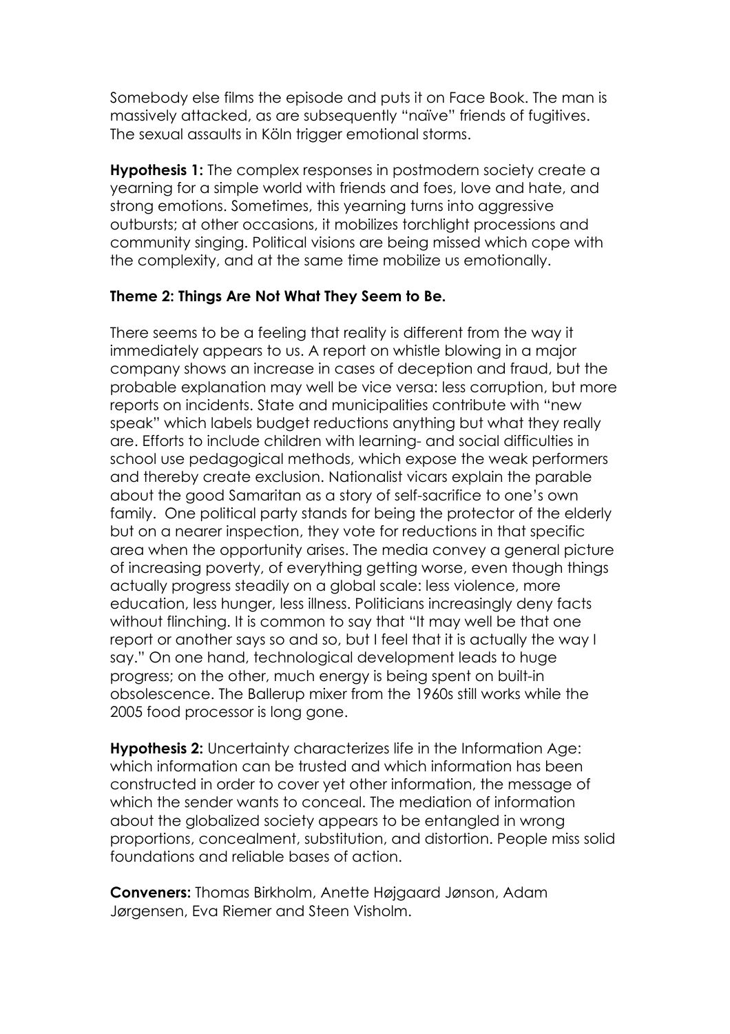Somebody else films the episode and puts it on Face Book. The man is massively attacked, as are subsequently "naïve" friends of fugitives. The sexual assaults in Köln trigger emotional storms.

**Hypothesis 1:** The complex responses in postmodern society create a yearning for a simple world with friends and foes, love and hate, and strong emotions. Sometimes, this yearning turns into aggressive outbursts; at other occasions, it mobilizes torchlight processions and community singing. Political visions are being missed which cope with the complexity, and at the same time mobilize us emotionally.

**Theme 2: Things Are Not What They Seem to Be.**

There seems to be a feeling that reality is different from the way it immediately appears to us. A report on whistle blowing in a major company shows an increase in cases of deception and fraud, but the probable explanation may well be vice versa: less corruption, but more reports on incidents. State and municipalities contribute with "new speak" which labels budget reductions anything but what they really are. Efforts to include children with learning- and social difficulties in school use pedagogical methods, which expose the weak performers and thereby create exclusion. Nationalist vicars explain the parable about the good Samaritan as a story of self-sacrifice to one's own family. One political party stands for being the protector of the elderly but on a nearer inspection, they vote for reductions in that specific area when the opportunity arises. The media convey a general picture of increasing poverty, of everything getting worse, even though things actually progress steadily on a global scale: less violence, more education, less hunger, less illness. Politicians increasingly deny facts without flinching. It is common to say that "It may well be that one report or another says so and so, but I feel that it is actually the way I say." On one hand, technological development leads to huge progress; on the other, much energy is being spent on built-in obsolescence. The Ballerup mixer from the 1960s still works while the 2005 food processor is long gone.

**Hypothesis 2:** Uncertainty characterizes life in the Information Age: which information can be trusted and which information has been constructed in order to cover yet other information, the message of which the sender wants to conceal. The mediation of information about the globalized society appears to be entangled in wrong proportions, concealment, substitution, and distortion. People miss solid foundations and reliable bases of action.

**Conveners:** Thomas Birkholm, Anette Højgaard Jønson, Adam Jørgensen, Eva Riemer and Steen Visholm.